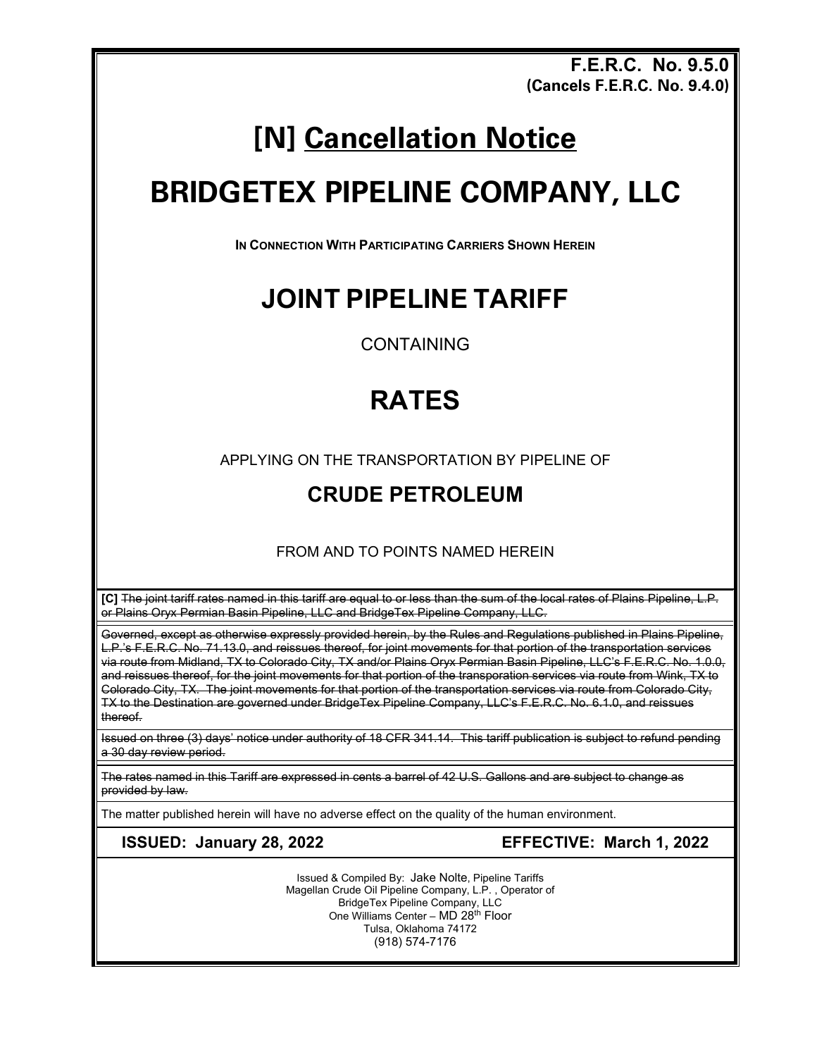**F.E.R.C. No. 9.5.0**
**(Cancels F.E.R.C. No. 9.4.0)**

# [N] Cancellation Notice

# BRIDGETEX PIPELINE COMPANY, LLC

**IN CONNECTION WITH PARTICIPATING CARRIERS SHOWN HEREIN**

## JOINT PIPELINE TARIFF

CONTAINING

## RATES

APPLYING ON THE TRANSPORTATION BY PIPELINE OF

### CRUDE PETROLEUM

FROM AND TO POINTS NAMED HEREIN

**[C]** ~~The joint tariff rates named in this tariff are equal to or less than the sum of the local rates of Plains Pipeline, L.P. or Plains Oryx Permian Basin Pipeline, LLC and BridgeTex Pipeline Company, LLC.~~

~~Governed, except as otherwise expressly provided herein, by the Rules and Regulations published in Plains Pipeline, L.P.'s F.E.R.C. No. 71.13.0, and reissues thereof, for joint movements for that portion of the transportation services via route from Midland, TX to Colorado City, TX and/or Plains Oryx Permian Basin Pipeline, LLC's F.E.R.C. No. 1.0.0, and reissues thereof, for the joint movements for that portion of the transporation services via route from Wink, TX to Colorado City, TX. The joint movements for that portion of the transportation services via route from Colorado City, TX to the Destination are governed under BridgeTex Pipeline Company, LLC's F.E.R.C. No. 6.1.0, and reissues thereof.~~

~~Issued on three (3) days' notice under authority of 18 CFR 341.14. This tariff publication is subject to refund pending a 30 day review period.~~

~~The rates named in this Tariff are expressed in cents a barrel of 42 U.S. Gallons and are subject to change as provided by law.~~

The matter published herein will have no adverse effect on the quality of the human environment.

**ISSUED: January 28, 2022** **EFFECTIVE: March 1, 2022**

Issued & Compiled By: Jake Nolte, Pipeline Tariffs
Magellan Crude Oil Pipeline Company, L.P. , Operator of
BridgeTex Pipeline Company, LLC
One Williams Center – MD 28th Floor
Tulsa, Oklahoma 74172
(918) 574-7176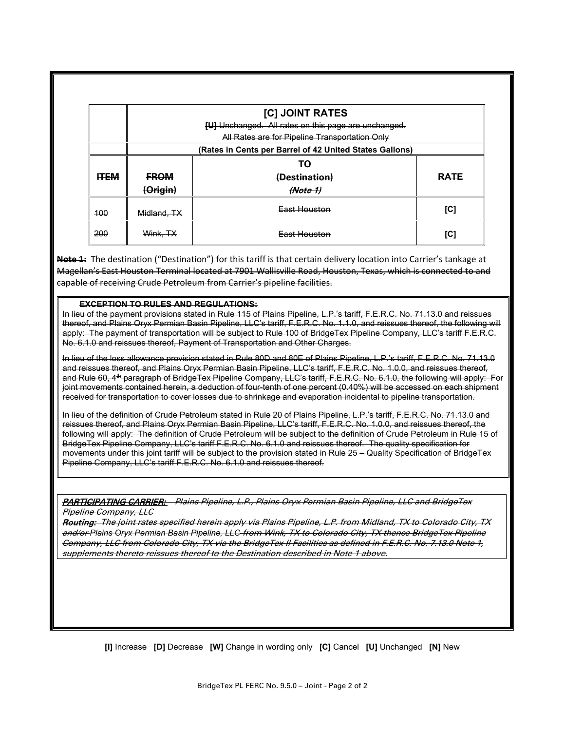| | [C] JOINT RATES<br>~~[U] Unchanged. All rates on this page are unchanged.~~<br>~~All Rates are for Pipeline Transportation Only~~ | | |
|---|---|---|---|
| | **(Rates in Cents per Barrel of 42 United States Gallons)** | | |
| ~~**ITEM**~~ | ~~**FROM (Origin)**~~ | ~~**TO (Destination)** *(Note 1)*~~ | ~~**RATE**~~ |
| ~~100~~ | ~~Midland, TX~~ | ~~East Houston~~ | [C] |
| ~~200~~ | ~~Wink, TX~~ | ~~East Houston~~ | [C] |

~~**Note 1:** The destination ("Destination") for this tariff is that certain delivery location into Carrier's tankage at Magellan's East Houston Terminal located at 7901 Wallisville Road, Houston, Texas, which is connected to and capable of receiving Crude Petroleum from Carrier's pipeline facilities.~~

~~**EXCEPTION TO RULES AND REGULATIONS:**~~

~~In lieu of the payment provisions stated in Rule 115 of Plains Pipeline, L.P.'s tariff, F.E.R.C. No. 71.13.0 and reissues thereof, and Plains Oryx Permian Basin Pipeline, LLC's tariff, F.E.R.C. No. 1.1.0, and reissues thereof, the following will apply: The payment of transportation will be subject to Rule 100 of BridgeTex Pipeline Company, LLC's tariff F.E.R.C. No. 6.1.0 and reissues thereof, Payment of Transportation and Other Charges.~~

~~In lieu of the loss allowance provision stated in Rule 80D and 80E of Plains Pipeline, L.P.'s tariff, F.E.R.C. No. 71.13.0 and reissues thereof, and Plains Oryx Permian Basin Pipeline, LLC's tariff, F.E.R.C. No. 1.0.0, and reissues thereof, and Rule 60, 4th paragraph of BridgeTex Pipeline Company, LLC's tariff, F.E.R.C. No. 6.1.0, the following will apply: For joint movements contained herein, a deduction of four-tenth of one percent (0.40%) will be accessed on each shipment received for transportation to cover losses due to shrinkage and evaporation incidental to pipeline transportation.~~

~~In lieu of the definition of Crude Petroleum stated in Rule 20 of Plains Pipeline, L.P.'s tariff, F.E.R.C. No. 71.13.0 and reissues thereof, and Plains Oryx Permian Basin Pipeline, LLC's tariff, F.E.R.C. No. 1.0.0, and reissues thereof, the following will apply: The definition of Crude Petroleum will be subject to the definition of Crude Petroleum in Rule 15 of BridgeTex Pipeline Company, LLC's tariff F.E.R.C. No. 6.1.0 and reissues thereof. The quality specification for movements under this joint tariff will be subject to the provision stated in Rule 25 – Quality Specification of BridgeTex Pipeline Company, LLC's tariff F.E.R.C. No. 6.1.0 and reissues thereof.~~

~~***PARTICIPATING CARRIER:*** *Plains Pipeline, L.P., Plains Oryx Permian Basin Pipeline, LLC and BridgeTex Pipeline Company, LLC*~~

~~***Routing:*** *The joint rates specified herein apply via Plains Pipeline, L.P. from Midland, TX to Colorado City, TX and/or Plains Oryx Permian Basin Pipeline, LLC from Wink, TX to Colorado City, TX thence BridgeTex Pipeline Company, LLC from Colorado City, TX via the BridgeTex II Facilities as defined in F.E.R.C. No. 7.13.0 Note 1, supplements thereto reissues thereof to the Destination described in Note 1 above.*~~

**[I]** Increase **[D]** Decrease **[W]** Change in wording only **[C]** Cancel **[U]** Unchanged **[N]** New